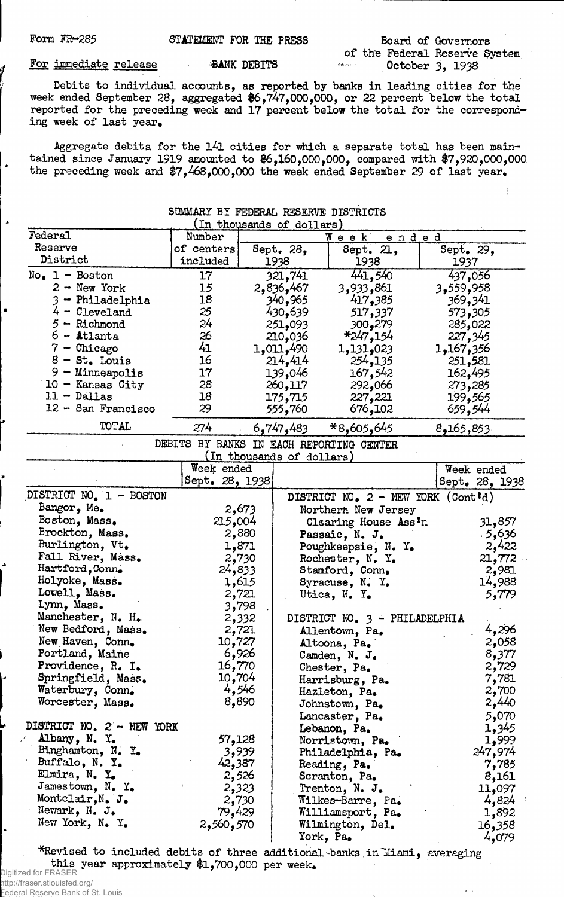Form FR-285 STATEMENT FOR THE PRESS Board of Governors of the Federal Reserve System

For immediate release BANK DEBITS October 3, 1938

Debits to individual accounts, as reported by banks in leading cities for the week ended September 28, aggregated $6,747,000,000, or 22 percent below the total reported for the preceding week and 17 percent below the total for the corresponding week of last year.

Aggregate debits for the 141 cities for which a separate total has been maintained since January 1919 amounted to $6,160,000,000, compared with $7,920,000,000 the preceding week and $7,468,000,000 the week ended September 29 of last year.

## SUMMARY BY FEDERAL RESERVE DISTRICTS
(In thousands of dollars)

| Federal Reserve District | Number of centers included | Week ended Sept. 28, 1938 | Week ended Sept. 21, 1938 | Week ended Sept. 29, 1937 |
|---|---|---|---|---|
| No. 1 - Boston | 17 | 321,741 | 441,540 | 437,056 |
| 2 - New York | 15 | 2,836,467 | 3,933,861 | 3,559,958 |
| 3 - Philadelphia | 18 | 340,965 | 417,385 | 369,341 |
| 4 - Cleveland | 25 | 430,639 | 517,337 | 573,305 |
| 5 - Richmond | 24 | 251,093 | 300,279 | 285,022 |
| 6 - Atlanta | 26 | 210,036 | *247,154 | 227,345 |
| 7 - Chicago | 41 | 1,011,490 | 1,131,023 | 1,167,356 |
| 8 - St. Louis | 16 | 214,414 | 254,135 | 251,581 |
| 9 - Minneapolis | 17 | 139,046 | 167,542 | 162,495 |
| 10 - Kansas City | 28 | 260,117 | 292,066 | 273,285 |
| 11 - Dallas | 18 | 175,715 | 227,221 | 199,565 |
| 12 - San Francisco | 29 | 555,760 | 676,102 | 659,544 |
| TOTAL | 274 | 6,747,483 | *8,605,645 | 8,165,853 |

## DEBITS BY BANKS IN EACH REPORTING CENTER
(In thousands of dollars)

| | Week ended Sept. 28, 1938 |
|---|---|
| **DISTRICT NO. 1 - BOSTON** | |
| Bangor, Me. | 2,673 |
| Boston, Mass. | 215,004 |
| Brockton, Mass. | 2,880 |
| Burlington, Vt. | 1,871 |
| Fall River, Mass. | 2,730 |
| Hartford, Conn. | 24,833 |
| Holyoke, Mass. | 1,615 |
| Lowell, Mass. | 2,721 |
| Lynn, Mass. | 3,798 |
| Manchester, N. H. | 2,332 |
| New Bedford, Mass. | 2,721 |
| New Haven, Conn. | 10,727 |
| Portland, Maine | 6,926 |
| Providence, R. I. | 16,770 |
| Springfield, Mass. | 10,704 |
| Waterbury, Conn. | 4,546 |
| Worcester, Mass. | 8,890 |
| **DISTRICT NO. 2 - NEW YORK** | |
| Albany, N. Y. | 57,128 |
| Binghamton, N. Y. | 3,939 |
| Buffalo, N. Y. | 42,387 |
| Elmira, N. Y. | 2,526 |
| Jamestown, N. Y. | 2,323 |
| Montclair, N. J. | 2,730 |
| Newark, N. J. | 79,429 |
| New York, N. Y. | 2,560,570 |
| **DISTRICT NO. 2 - NEW YORK (Cont'd)** | |
| Northern New Jersey Clearing House Ass'n | 31,857 |
| Passaic, N. J. | 5,636 |
| Poughkeepsie, N. Y. | 2,422 |
| Rochester, N. Y. | 21,772 |
| Stamford, Conn. | 2,981 |
| Syracuse, N. Y. | 14,988 |
| Utica, N. Y. | 5,779 |
| **DISTRICT NO. 3 - PHILADELPHIA** | |
| Allentown, Pa. | 4,296 |
| Altoona, Pa. | 2,058 |
| Camden, N. J. | 8,377 |
| Chester, Pa. | 2,729 |
| Harrisburg, Pa. | 7,781 |
| Hazleton, Pa. | 2,700 |
| Johnstown, Pa. | 2,440 |
| Lancaster, Pa. | 5,070 |
| Lebanon, Pa. | 1,345 |
| Norristown, Pa. | 1,999 |
| Philadelphia, Pa. | 247,974 |
| Reading, Pa. | 7,785 |
| Scranton, Pa. | 8,161 |
| Trenton, N. J. | 11,097 |
| Wilkes-Barre, Pa. | 4,824 |
| Williamsport, Pa. | 1,892 |
| Wilmington, Del. | 16,358 |
| York, Pa. | 4,079 |

*Revised to included debits of three additional banks in Miami, averaging this year approximately $1,700,000 per week.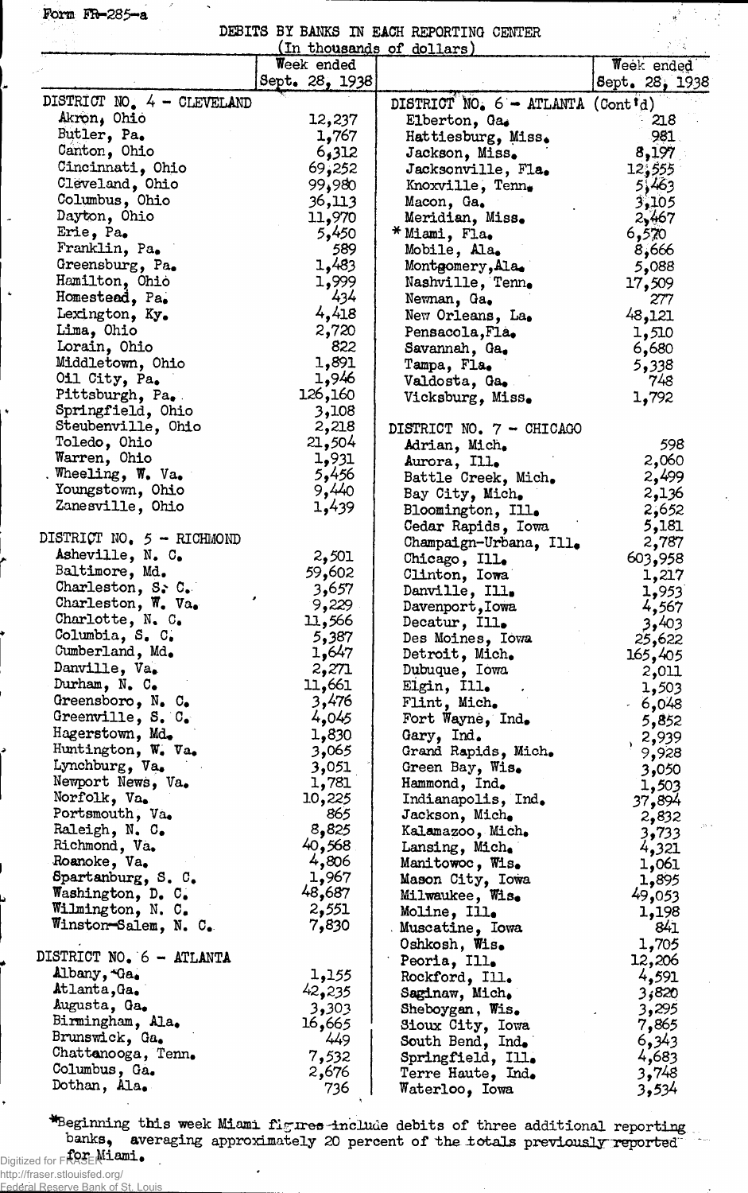Form FR-285-a

DEBITS BY BANKS IN EACH REPORTING CENTER

(In thousands of dollars)

| | Week ended Sept. 28, 1938 | | Week ended Sept. 28, 1938 |
|---|---|---|---|
| DISTRICT NO. 4 - CLEVELAND | | DISTRICT NO. 6 - ATLANTA (Cont'd) | |
| Akron, Ohio | 12,237 | Elberton, Ga. | 218 |
| Butler, Pa. | 1,767 | Hattiesburg, Miss. | 981 |
| Canton, Ohio | 6,312 | Jackson, Miss. | 8,197 |
| Cincinnati, Ohio | 69,252 | Jacksonville, Fla. | 12,555 |
| Cleveland, Ohio | 99,980 | Knoxville, Tenn. | 5,463 |
| Columbus, Ohio | 36,113 | Macon, Ga. | 3,105 |
| Dayton, Ohio | 11,970 | Meridian, Miss. | 2,467 |
| Erie, Pa. | 5,450 | *Miami, Fla. | 6,570 |
| Franklin, Pa. | 589 | Mobile, Ala. | 8,666 |
| Greensburg, Pa. | 1,483 | Montgomery, Ala. | 5,088 |
| Hamilton, Ohio | 1,999 | Nashville, Tenn. | 17,509 |
| Homestead, Pa. | 434 | Newnan, Ga. | 277 |
| Lexington, Ky. | 4,418 | New Orleans, La. | 48,121 |
| Lima, Ohio | 2,720 | Pensacola, Fla. | 1,510 |
| Lorain, Ohio | 822 | Savannah, Ga. | 6,680 |
| Middletown, Ohio | 1,891 | Tampa, Fla. | 5,338 |
| Oil City, Pa. | 1,946 | Valdosta, Ga. | 748 |
| Pittsburgh, Pa. | 126,160 | Vicksburg, Miss. | 1,792 |
| Springfield, Ohio | 3,108 | | |
| Steubenville, Ohio | 2,218 | DISTRICT NO. 7 - CHICAGO | |
| Toledo, Ohio | 21,504 | Adrian, Mich. | 598 |
| Warren, Ohio | 1,931 | Aurora, Ill. | 2,060 |
| Wheeling, W. Va. | 5,456 | Battle Creek, Mich. | 2,499 |
| Youngstown, Ohio | 9,440 | Bay City, Mich. | 2,136 |
| Zanesville, Ohio | 1,439 | Bloomington, Ill. | 2,652 |
| | | Cedar Rapids, Iowa | 5,181 |
| DISTRICT NO. 5 - RICHMOND | | Champaign-Urbana, Ill. | 2,787 |
| Asheville, N. C. | 2,501 | Chicago, Ill. | 603,958 |
| Baltimore, Md. | 59,602 | Clinton, Iowa | 1,217 |
| Charleston, S. C. | 3,657 | Danville, Ill. | 1,953 |
| Charleston, W. Va. | 9,229 | Davenport, Iowa | 4,567 |
| Charlotte, N. C. | 11,566 | Decatur, Ill. | 3,403 |
| Columbia, S. C. | 5,387 | Des Moines, Iowa | 25,622 |
| Cumberland, Md. | 1,647 | Detroit, Mich. | 165,405 |
| Danville, Va. | 2,271 | Dubuque, Iowa | 2,011 |
| Durham, N. C. | 11,661 | Elgin, Ill. | 1,503 |
| Greensboro, N. C. | 3,476 | Flint, Mich. | 6,048 |
| Greenville, S. C. | 4,045 | Fort Wayne, Ind. | 5,852 |
| Hagerstown, Md. | 1,830 | Gary, Ind. | 2,939 |
| Huntington, W. Va. | 3,065 | Grand Rapids, Mich. | 9,928 |
| Lynchburg, Va. | 3,051 | Green Bay, Wis. | 3,050 |
| Newport News, Va. | 1,781 | Hammond, Ind. | 1,503 |
| Norfolk, Va. | 10,225 | Indianapolis, Ind. | 37,894 |
| Portsmouth, Va. | 865 | Jackson, Mich. | 2,832 |
| Raleigh, N. C. | 8,825 | Kalamazoo, Mich. | 3,733 |
| Richmond, Va. | 40,568 | Lansing, Mich. | 4,321 |
| Roanoke, Va. | 4,806 | Manitowoc, Wis. | 1,061 |
| Spartanburg, S. C. | 1,967 | Mason City, Iowa | 1,895 |
| Washington, D. C. | 48,687 | Milwaukee, Wis. | 49,053 |
| Wilmington, N. C. | 2,551 | Moline, Ill. | 1,198 |
| Winston-Salem, N. C. | 7,830 | Muscatine, Iowa | 841 |
| | | Oshkosh, Wis. | 1,705 |
| DISTRICT NO. 6 - ATLANTA | | Peoria, Ill. | 12,206 |
| Albany, Ga. | 1,155 | Rockford, Ill. | 4,591 |
| Atlanta, Ga. | 42,235 | Saginaw, Mich. | 3,820 |
| Augusta, Ga. | 3,303 | Sheboygan, Wis. | 3,295 |
| Birmingham, Ala. | 16,665 | Sioux City, Iowa | 7,865 |
| Brunswick, Ga. | 449 | South Bend, Ind. | 6,343 |
| Chattanooga, Tenn. | 7,532 | Springfield, Ill. | 4,683 |
| Columbus, Ga. | 2,676 | Terre Haute, Ind. | 3,748 |
| Dothan, Ala. | 736 | Waterloo, Iowa | 3,534 |

*Beginning this week Miami figures include debits of three additional reporting banks, averaging approximately 20 percent of the totals previously reported for Miami.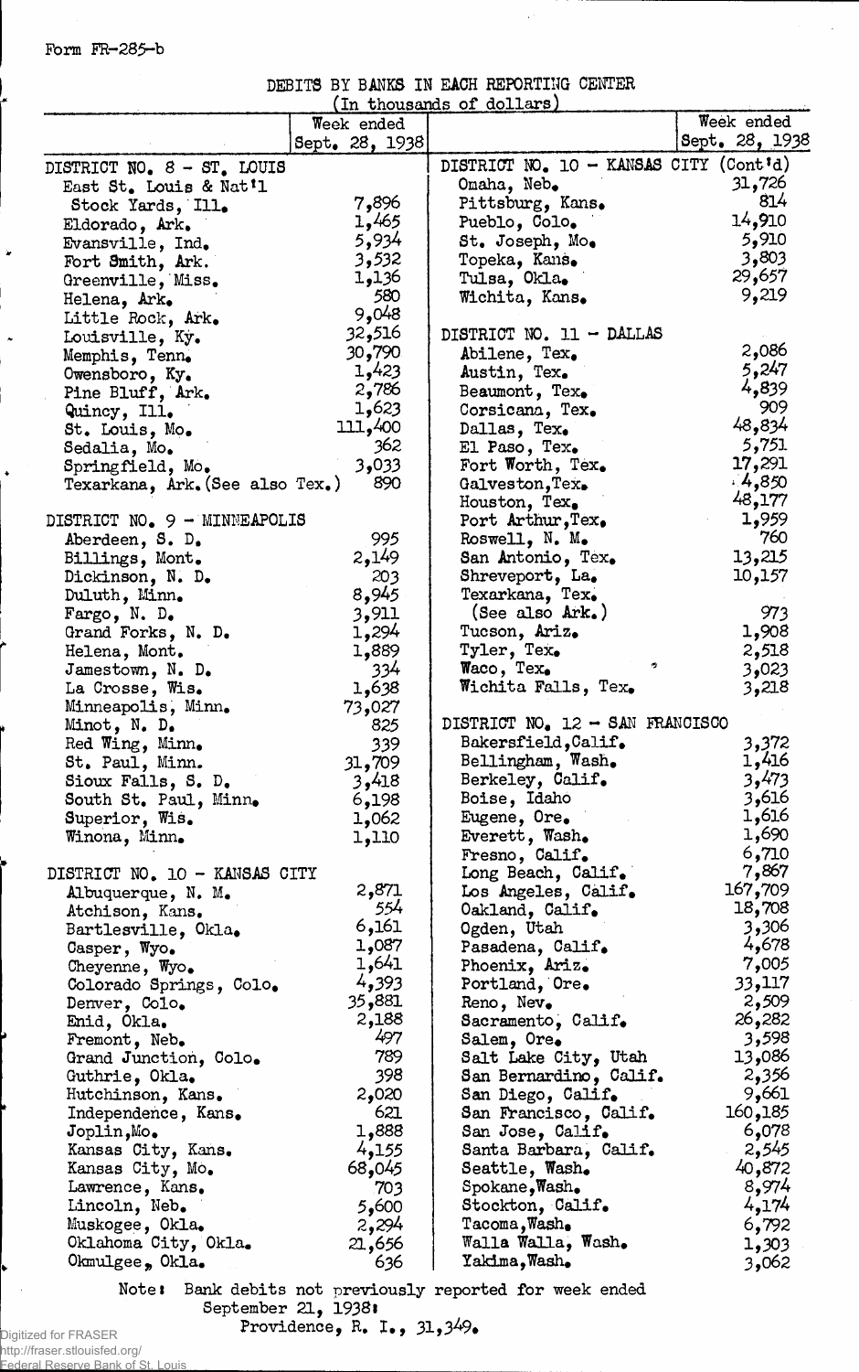Form FR-285-b

DEBITS BY BANKS IN EACH REPORTING CENTER
(In thousands of dollars)

| | Week ended Sept. 28, 1938 | | Week ended Sept. 28, 1938 |
|---|---|---|---|
| DISTRICT NO. 8 - ST. LOUIS | | DISTRICT NO. 10 - KANSAS CITY (Cont'd) | |
| East St. Louis & Nat'l Stock Yards, Ill. | 7,896 | Omaha, Neb. | 31,726 |
| Eldorado, Ark. | 1,465 | Pittsburg, Kans. | 814 |
| Evansville, Ind. | 5,934 | Pueblo, Colo. | 14,910 |
| Fort Smith, Ark. | 3,532 | St. Joseph, Mo. | 5,910 |
| Greenville, Miss. | 1,136 | Topeka, Kans. | 3,803 |
| Helena, Ark. | 580 | Tulsa, Okla. | 29,657 |
| Little Rock, Ark. | 9,048 | Wichita, Kans. | 9,219 |
| Louisville, Ky. | 32,516 | | |
| Memphis, Tenn. | 30,790 | DISTRICT NO. 11 - DALLAS | |
| Owensboro, Ky. | 1,423 | Abilene, Tex. | 2,086 |
| Pine Bluff, Ark. | 2,786 | Austin, Tex. | 5,247 |
| Quincy, Ill. | 1,623 | Beaumont, Tex. | 4,839 |
| St. Louis, Mo. | 111,400 | Corsicana, Tex. | 909 |
| Sedalia, Mo. | 362 | Dallas, Tex. | 48,834 |
| Springfield, Mo. | 3,033 | El Paso, Tex. | 5,751 |
| Texarkana, Ark. (See also Tex.) | 890 | Fort Worth, Tex. | 17,291 |
| | | Galveston, Tex. | 4,850 |
| DISTRICT NO. 9 - MINNEAPOLIS | | Houston, Tex. | 48,177 |
| Aberdeen, S. D. | 995 | Port Arthur, Tex. | 1,959 |
| Billings, Mont. | 2,149 | Roswell, N. M. | 760 |
| Dickinson, N. D. | 203 | San Antonio, Tex. | 13,215 |
| Duluth, Minn. | 8,945 | Shreveport, La. | 10,157 |
| Fargo, N. D. | 3,911 | Texarkana, Tex. (See also Ark.) | 973 |
| Grand Forks, N. D. | 1,294 | Tucson, Ariz. | 1,908 |
| Helena, Mont. | 1,889 | Tyler, Tex. | 2,518 |
| Jamestown, N. D. | 334 | Waco, Tex. | 3,023 |
| La Crosse, Wis. | 1,638 | Wichita Falls, Tex. | 3,218 |
| Minneapolis, Minn. | 73,027 | | |
| Minot, N. D. | 825 | DISTRICT NO. 12 - SAN FRANCISCO | |
| Red Wing, Minn. | 339 | Bakersfield, Calif. | 3,372 |
| St. Paul, Minn. | 31,709 | Bellingham, Wash. | 1,416 |
| Sioux Falls, S. D. | 3,418 | Berkeley, Calif. | 3,473 |
| South St. Paul, Minn. | 6,198 | Boise, Idaho | 3,616 |
| Superior, Wis. | 1,062 | Eugene, Ore. | 1,616 |
| Winona, Minn. | 1,110 | Everett, Wash. | 1,690 |
| | | Fresno, Calif. | 6,710 |
| DISTRICT NO. 10 - KANSAS CITY | | Long Beach, Calif. | 7,867 |
| Albuquerque, N. M. | 2,871 | Los Angeles, Calif. | 167,709 |
| Atchison, Kans. | 554 | Oakland, Calif. | 18,708 |
| Bartlesville, Okla. | 6,161 | Ogden, Utah | 3,306 |
| Casper, Wyo. | 1,087 | Pasadena, Calif. | 4,678 |
| Cheyenne, Wyo. | 1,641 | Phoenix, Ariz. | 7,005 |
| Colorado Springs, Colo. | 4,393 | Portland, Ore. | 33,117 |
| Denver, Colo. | 35,881 | Reno, Nev. | 2,509 |
| Enid, Okla. | 2,188 | Sacramento, Calif. | 26,282 |
| Fremont, Neb. | 497 | Salem, Ore. | 3,598 |
| Grand Junction, Colo. | 789 | Salt Lake City, Utah | 13,086 |
| Guthrie, Okla. | 398 | San Bernardino, Calif. | 2,356 |
| Hutchinson, Kans. | 2,020 | San Diego, Calif. | 9,661 |
| Independence, Kans. | 621 | San Francisco, Calif. | 160,185 |
| Joplin, Mo. | 1,888 | San Jose, Calif. | 6,078 |
| Kansas City, Kans. | 4,155 | Santa Barbara, Calif. | 2,545 |
| Kansas City, Mo. | 68,045 | Seattle, Wash. | 40,872 |
| Lawrence, Kans. | 703 | Spokane, Wash. | 8,974 |
| Lincoln, Neb. | 5,600 | Stockton, Calif. | 4,174 |
| Muskogee, Okla. | 2,294 | Tacoma, Wash. | 6,792 |
| Oklahoma City, Okla. | 21,656 | Walla Walla, Wash. | 1,303 |
| Okmulgee, Okla. | 636 | Yakima, Wash. | 3,062 |

Note: Bank debits not previously reported for week ended September 21, 1938:
Providence, R. I., 31,349.